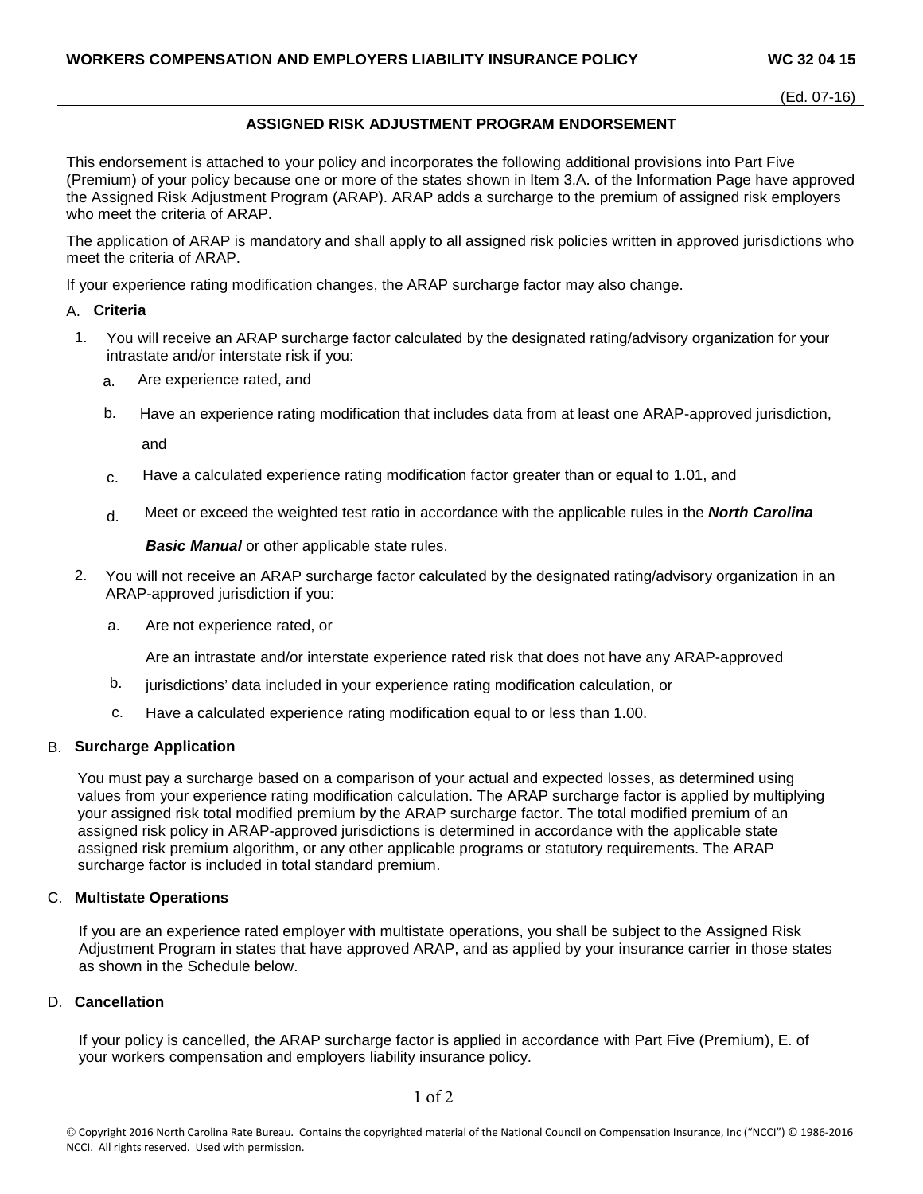**WORKERS COMPENSATION AND EMPLOYERS LIABILITY INSURANCE POLICY** **WC 32 04 15**

(Ed. 07-16)

## ASSIGNED RISK ADJUSTMENT PROGRAM ENDORSEMENT

This endorsement is attached to your policy and incorporates the following additional provisions into Part Five (Premium) of your policy because one or more of the states shown in Item 3.A. of the Information Page have approved the Assigned Risk Adjustment Program (ARAP). ARAP adds a surcharge to the premium of assigned risk employers who meet the criteria of ARAP.

The application of ARAP is mandatory and shall apply to all assigned risk policies written in approved jurisdictions who meet the criteria of ARAP.

If your experience rating modification changes, the ARAP surcharge factor may also change.

### A. Criteria

1. You will receive an ARAP surcharge factor calculated by the designated rating/advisory organization for your intrastate and/or interstate risk if you:
   a. Are experience rated, and
   b. Have an experience rating modification that includes data from at least one ARAP-approved jurisdiction, and
   c. Have a calculated experience rating modification factor greater than or equal to 1.01, and
   d. Meet or exceed the weighted test ratio in accordance with the applicable rules in the ***North Carolina Basic Manual*** or other applicable state rules.
2. You will not receive an ARAP surcharge factor calculated by the designated rating/advisory organization in an ARAP-approved jurisdiction if you:
   a. Are not experience rated, or
   b. Are an intrastate and/or interstate experience rated risk that does not have any ARAP-approved jurisdictions' data included in your experience rating modification calculation, or
   c. Have a calculated experience rating modification equal to or less than 1.00.

### B. Surcharge Application

You must pay a surcharge based on a comparison of your actual and expected losses, as determined using values from your experience rating modification calculation. The ARAP surcharge factor is applied by multiplying your assigned risk total modified premium by the ARAP surcharge factor. The total modified premium of an assigned risk policy in ARAP-approved jurisdictions is determined in accordance with the applicable state assigned risk premium algorithm, or any other applicable programs or statutory requirements. The ARAP surcharge factor is included in total standard premium.

### C. Multistate Operations

If you are an experience rated employer with multistate operations, you shall be subject to the Assigned Risk Adjustment Program in states that have approved ARAP, and as applied by your insurance carrier in those states as shown in the Schedule below.

### D. Cancellation

If your policy is cancelled, the ARAP surcharge factor is applied in accordance with Part Five (Premium), E. of your workers compensation and employers liability insurance policy.

© Copyright 2016 North Carolina Rate Bureau. Contains the copyrighted material of the National Council on Compensation Insurance, Inc ("NCCI") © 1986-2016 NCCI. All rights reserved. Used with permission.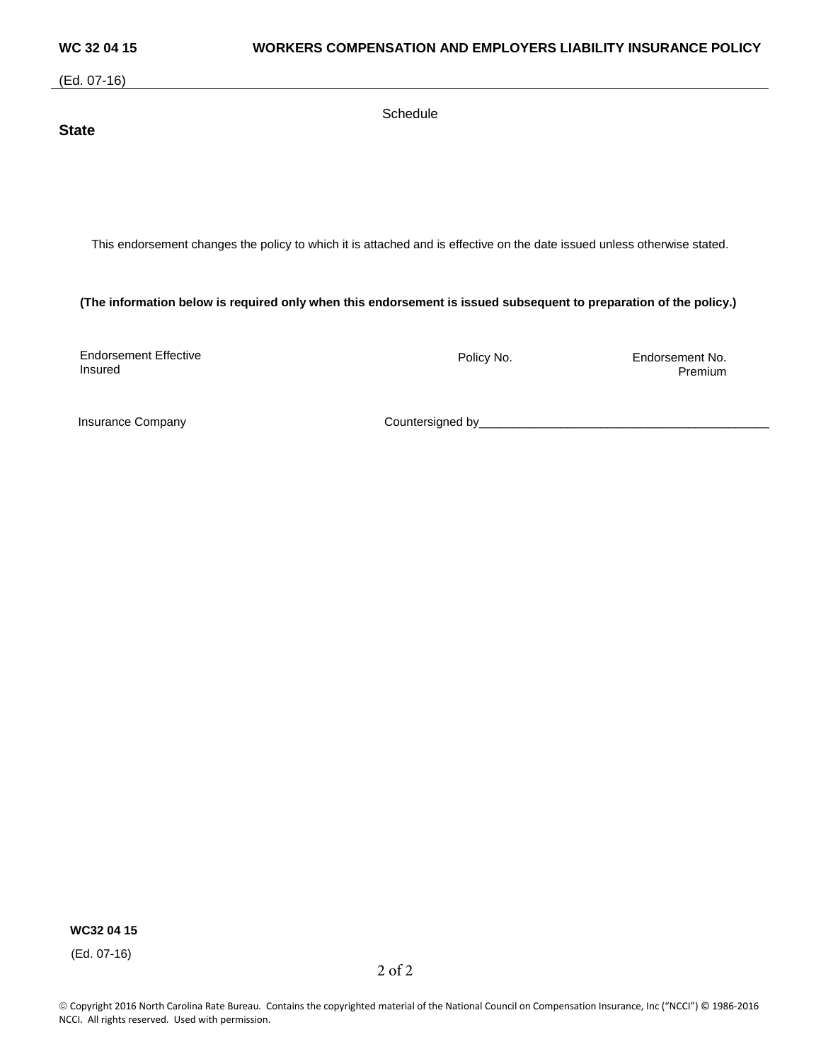Schedule

**State**

This endorsement changes the policy to which it is attached and is effective on the date issued unless otherwise stated.

**(The information below is required only when this endorsement is issued subsequent to preparation of the policy.)**

Endorsement Effective
Insured

Policy No.

Endorsement No.
Premium

Insurance Company

Countersigned by___________________________________________

© Copyright 2016 North Carolina Rate Bureau. Contains the copyrighted material of the National Council on Compensation Insurance, Inc ("NCCI") © 1986-2016 NCCI. All rights reserved. Used with permission.